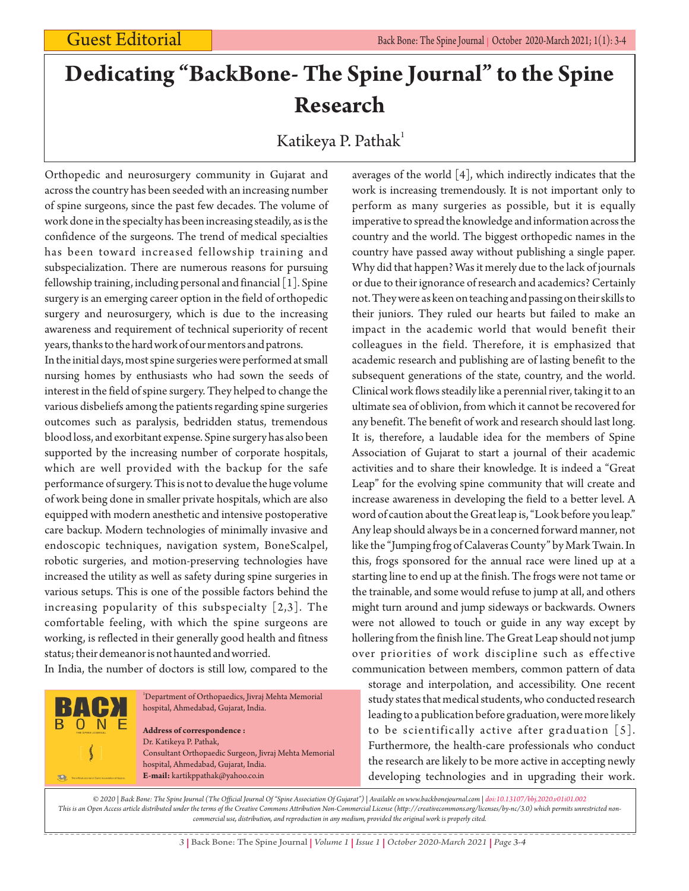# Dedicating "BackBone- The Spine Journal" to the Spine Research

Katikeya P. Pathak[1]

Orthopedic and neurosurgery community in Gujarat and across the country has been seeded with an increasing number of spine surgeons, since the past few decades. The volume of work done in the specialty has been increasing steadily, as is the confidence of the surgeons. The trend of medical specialties has been toward increased fellowship training and subspecialization. There are numerous reasons for pursuing fellowship training, including personal and financial [1]. Spine surgery is an emerging career option in the field of orthopedic surgery and neurosurgery, which is due to the increasing awareness and requirement of technical superiority of recent years, thanks to the hard work of our mentors and patrons.

In the initial days, most spine surgeries were performed at small nursing homes by enthusiasts who had sown the seeds of interest in the field of spine surgery. They helped to change the various disbeliefs among the patients regarding spine surgeries outcomes such as paralysis, bedridden status, tremendous blood loss, and exorbitant expense. Spine surgery has also been supported by the increasing number of corporate hospitals, which are well provided with the backup for the safe performance of surgery. This is not to devalue the huge volume of work being done in smaller private hospitals, which are also equipped with modern anesthetic and intensive postoperative care backup. Modern technologies of minimally invasive and endoscopic techniques, navigation system, BoneScalpel, robotic surgeries, and motion-preserving technologies have increased the utility as well as safety during spine surgeries in various setups. This is one of the possible factors behind the increasing popularity of this subspecialty [2,3]. The comfortable feeling, with which the spine surgeons are working, is reflected in their generally good health and fitness status; their demeanor is not haunted and worried.

In India, the number of doctors is still low, compared to the averages of the world [4], which indirectly indicates that the work is increasing tremendously. It is not important only to perform as many surgeries as possible, but it is equally imperative to spread the knowledge and information across the country and the world. The biggest orthopedic names in the country have passed away without publishing a single paper. Why did that happen? Was it merely due to the lack of journals or due to their ignorance of research and academics? Certainly not. They were as keen on teaching and passing on their skills to their juniors. They ruled our hearts but failed to make an impact in the academic world that would benefit their colleagues in the field. Therefore, it is emphasized that academic research and publishing are of lasting benefit to the subsequent generations of the state, country, and the world. Clinical work flows steadily like a perennial river, taking it to an ultimate sea of oblivion, from which it cannot be recovered for any benefit. The benefit of work and research should last long. It is, therefore, a laudable idea for the members of Spine Association of Gujarat to start a journal of their academic activities and to share their knowledge. It is indeed a "Great Leap" for the evolving spine community that will create and increase awareness in developing the field to a better level. A word of caution about the Great leap is, "Look before you leap." Any leap should always be in a concerned forward manner, not like the "Jumping frog of Calaveras County" by Mark Twain. In this, frogs sponsored for the annual race were lined up at a starting line to end up at the finish. The frogs were not tame or the trainable, and some would refuse to jump at all, and others might turn around and jump sideways or backwards. Owners were not allowed to touch or guide in any way except by hollering from the finish line. The Great Leap should not jump over priorities of work discipline such as effective communication between members, common pattern of data storage and interpolation, and accessibility. One recent study states that medical students, who conducted research leading to a publication before graduation, were more likely to be scientifically active after graduation [5]. Furthermore, the health-care professionals who conduct the research are likely to be more active in accepting newly developing technologies and in upgrading their work.

[1]Department of Orthopaedics, Jivraj Mehta Memorial hospital, Ahmedabad, Gujarat, India.

**Address of correspondence :**
Dr. Katikeya P. Pathak,
Consultant Orthopaedic Surgeon, Jivraj Mehta Memorial hospital, Ahmedabad, Gujarat, India.
**E-mail:** kartikppathak@yahoo.co.in

*© 2020 | Back Bone: The Spine Journal (The Official Journal Of "Spine Association Of Gujarat") | Available on www.backbonejournal.com | doi:10.13107/bbj.2020.v01i01.002*
*This is an Open Access article distributed under the terms of the Creative Commons Attribution Non-Commercial License (http://creativecommons.org/licenses/by-nc/3.0) which permits unrestricted non-commercial use, distribution, and reproduction in any medium, provided the original work is properly cited.*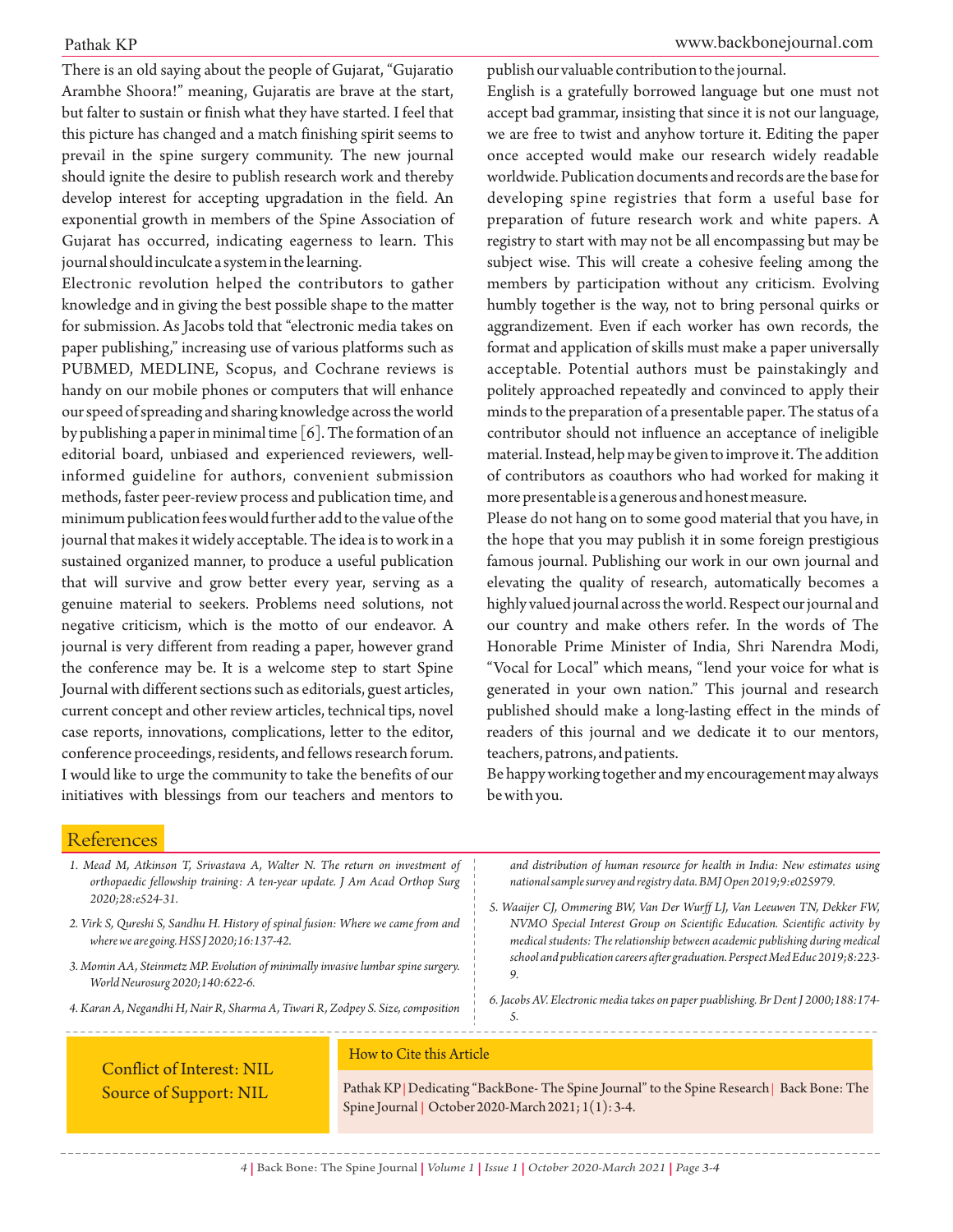There is an old saying about the people of Gujarat, "Gujaratio Arambhe Shoora!" meaning, Gujaratis are brave at the start, but falter to sustain or finish what they have started. I feel that this picture has changed and a match finishing spirit seems to prevail in the spine surgery community. The new journal should ignite the desire to publish research work and thereby develop interest for accepting upgradation in the field. An exponential growth in members of the Spine Association of Gujarat has occurred, indicating eagerness to learn. This journal should inculcate a system in the learning.

Electronic revolution helped the contributors to gather knowledge and in giving the best possible shape to the matter for submission. As Jacobs told that "electronic media takes on paper publishing," increasing use of various platforms such as PUBMED, MEDLINE, Scopus, and Cochrane reviews is handy on our mobile phones or computers that will enhance our speed of spreading and sharing knowledge across the world by publishing a paper in minimal time [6]. The formation of an editorial board, unbiased and experienced reviewers, well-informed guideline for authors, convenient submission methods, faster peer-review process and publication time, and minimum publication fees would further add to the value of the journal that makes it widely acceptable. The idea is to work in a sustained organized manner, to produce a useful publication that will survive and grow better every year, serving as a genuine material to seekers. Problems need solutions, not negative criticism, which is the motto of our endeavor. A journal is very different from reading a paper, however grand the conference may be. It is a welcome step to start Spine Journal with different sections such as editorials, guest articles, current concept and other review articles, technical tips, novel case reports, innovations, complications, letter to the editor, conference proceedings, residents, and fellows research forum. I would like to urge the community to take the benefits of our initiatives with blessings from our teachers and mentors to publish our valuable contribution to the journal.

English is a gratefully borrowed language but one must not accept bad grammar, insisting that since it is not our language, we are free to twist and anyhow torture it. Editing the paper once accepted would make our research widely readable worldwide. Publication documents and records are the base for developing spine registries that form a useful base for preparation of future research work and white papers. A registry to start with may not be all encompassing but may be subject wise. This will create a cohesive feeling among the members by participation without any criticism. Evolving humbly together is the way, not to bring personal quirks or aggrandizement. Even if each worker has own records, the format and application of skills must make a paper universally acceptable. Potential authors must be painstakingly and politely approached repeatedly and convinced to apply their minds to the preparation of a presentable paper. The status of a contributor should not influence an acceptance of ineligible material. Instead, help may be given to improve it. The addition of contributors as coauthors who had worked for making it more presentable is a generous and honest measure.

Please do not hang on to some good material that you have, in the hope that you may publish it in some foreign prestigious famous journal. Publishing our work in our own journal and elevating the quality of research, automatically becomes a highly valued journal across the world. Respect our journal and our country and make others refer. In the words of The Honorable Prime Minister of India, Shri Narendra Modi, "Vocal for Local" which means, "lend your voice for what is generated in your own nation." This journal and research published should make a long-lasting effect in the minds of readers of this journal and we dedicate it to our mentors, teachers, patrons, and patients.

Be happy working together and my encouragement may always be with you.

## References

1. *Mead M, Atkinson T, Srivastava A, Walter N. The return on investment of orthopaedic fellowship training: A ten-year update. J Am Acad Orthop Surg 2020;28:e524-31.*
2. *Virk S, Qureshi S, Sandhu H. History of spinal fusion: Where we came from and where we are going. HSS J 2020;16:137-42.*
3. *Momin AA, Steinmetz MP. Evolution of minimally invasive lumbar spine surgery. World Neurosurg 2020;140:622-6.*
4. *Karan A, Negandhi H, Nair R, Sharma A, Tiwari R, Zodpey S. Size, composition and distribution of human resource for health in India: New estimates using national sample survey and registry data. BMJ Open 2019;9:e025979.*
5. *Waaijer CJ, Ommering BW, Van Der Wurff LJ, Van Leeuwen TN, Dekker FW, NVMO Special Interest Group on Scientific Education. Scientific activity by medical students: The relationship between academic publishing during medical school and publication careers after graduation. Perspect Med Educ 2019;8:223-9.*
6. *Jacobs AV. Electronic media takes on paper puablishing. Br Dent J 2000;188:174-5.*

Conflict of Interest: NIL
Source of Support: NIL

**How to Cite this Article**

Pathak KP | Dedicating "BackBone- The Spine Journal" to the Spine Research | Back Bone: The Spine Journal | October 2020-March 2021; 1(1): 3-4.